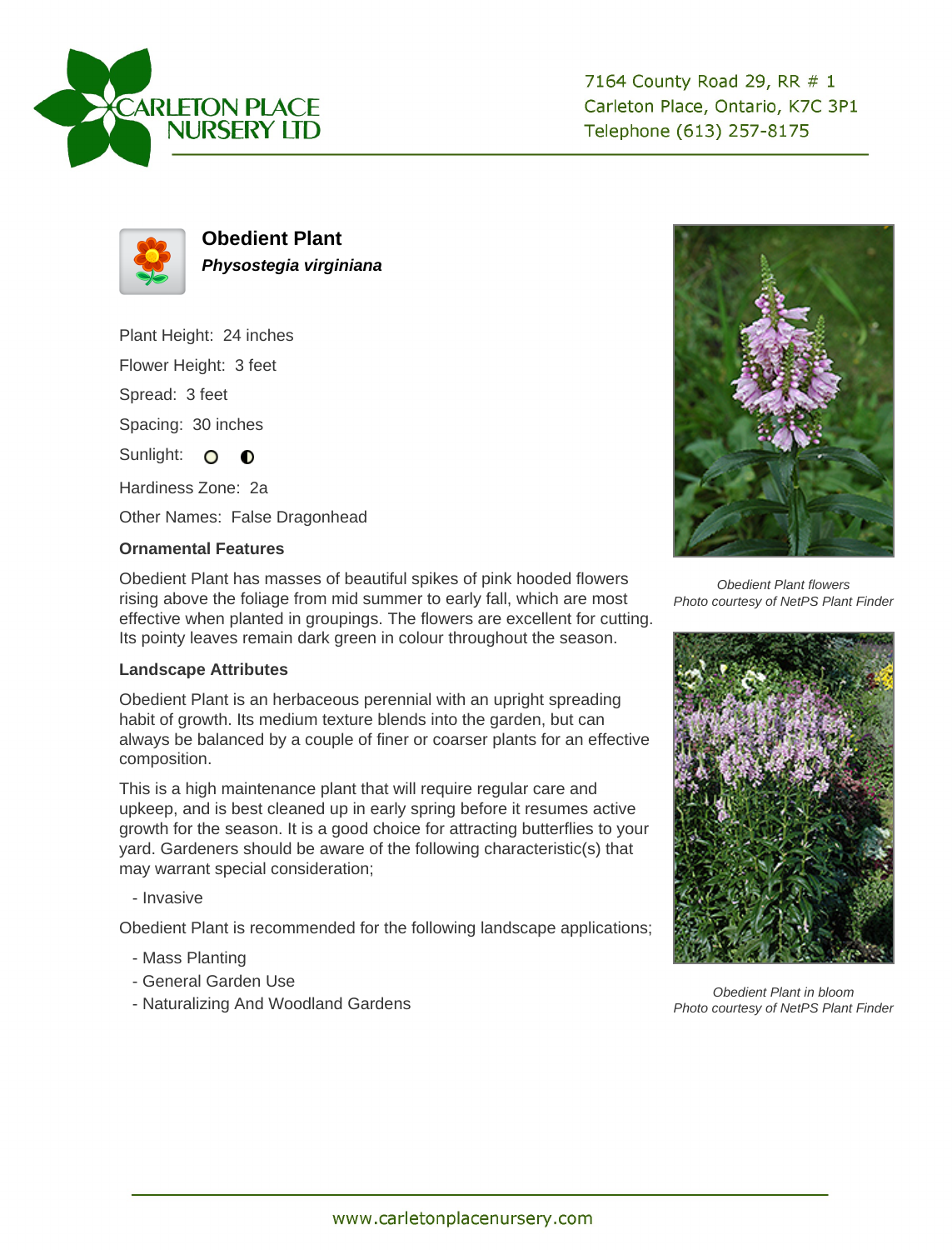CARLETON PLACE NURSERY LTD

7164 County Road 29, RR # 1
Carleton Place, Ontario, K7C 3P1
Telephone (613) 257-8175

# Obedient Plant

***Physostegia virginiana***

Plant Height: 24 inches

Flower Height: 3 feet

Spread: 3 feet

Spacing: 30 inches

Sunlight: ○ ◐

Hardiness Zone: 2a

Other Names: False Dragonhead

### Ornamental Features

Obedient Plant has masses of beautiful spikes of pink hooded flowers rising above the foliage from mid summer to early fall, which are most effective when planted in groupings. The flowers are excellent for cutting. Its pointy leaves remain dark green in colour throughout the season.

### Landscape Attributes

Obedient Plant is an herbaceous perennial with an upright spreading habit of growth. Its medium texture blends into the garden, but can always be balanced by a couple of finer or coarser plants for an effective composition.

This is a high maintenance plant that will require regular care and upkeep, and is best cleaned up in early spring before it resumes active growth for the season. It is a good choice for attracting butterflies to your yard. Gardeners should be aware of the following characteristic(s) that may warrant special consideration;

- Invasive

Obedient Plant is recommended for the following landscape applications;

- Mass Planting
- General Garden Use
- Naturalizing And Woodland Gardens

*Obedient Plant flowers*
*Photo courtesy of NetPS Plant Finder*

*Obedient Plant in bloom*
*Photo courtesy of NetPS Plant Finder*

www.carletonplacenursery.com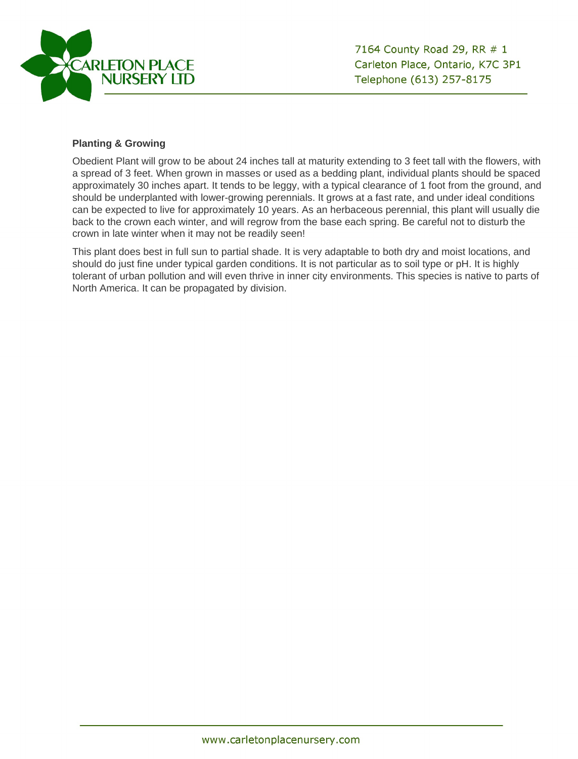### Planting & Growing

Obedient Plant will grow to be about 24 inches tall at maturity extending to 3 feet tall with the flowers, with a spread of 3 feet. When grown in masses or used as a bedding plant, individual plants should be spaced approximately 30 inches apart. It tends to be leggy, with a typical clearance of 1 foot from the ground, and should be underplanted with lower-growing perennials. It grows at a fast rate, and under ideal conditions can be expected to live for approximately 10 years. As an herbaceous perennial, this plant will usually die back to the crown each winter, and will regrow from the base each spring. Be careful not to disturb the crown in late winter when it may not be readily seen!

This plant does best in full sun to partial shade. It is very adaptable to both dry and moist locations, and should do just fine under typical garden conditions. It is not particular as to soil type or pH. It is highly tolerant of urban pollution and will even thrive in inner city environments. This species is native to parts of North America. It can be propagated by division.